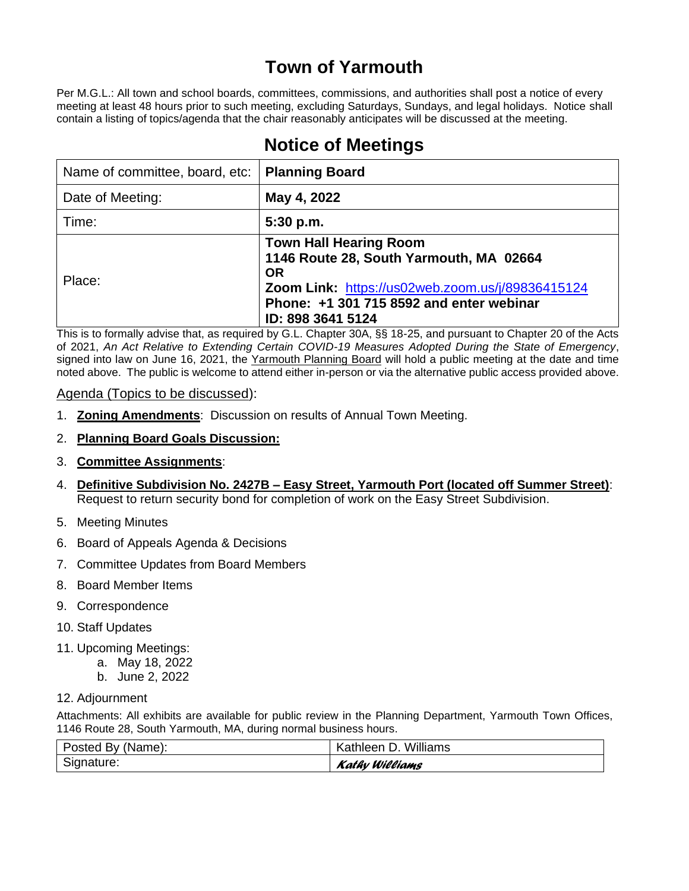# Town of Yarmouth

Per M.G.L.: All town and school boards, committees, commissions, and authorities shall post a notice of every meeting at least 48 hours prior to such meeting, excluding Saturdays, Sundays, and legal holidays. Notice shall contain a listing of topics/agenda that the chair reasonably anticipates will be discussed at the meeting.

## Notice of Meetings

| Name of committee, board, etc: | **Planning Board** |
|---|---|
| Date of Meeting: | **May 4, 2022** |
| Time: | **5:30 p.m.** |
| Place: | **Town Hall Hearing Room**<br>**1146 Route 28, South Yarmouth, MA 02664**<br>**OR**<br>**Zoom Link:** https://us02web.zoom.us/j/89836415124<br>**Phone: +1 301 715 8592 and enter webinar ID: 898 3641 5124** |

This is to formally advise that, as required by G.L. Chapter 30A, §§ 18-25, and pursuant to Chapter 20 of the Acts of 2021, *An Act Relative to Extending Certain COVID-19 Measures Adopted During the State of Emergency*, signed into law on June 16, 2021, the Yarmouth Planning Board will hold a public meeting at the date and time noted above. The public is welcome to attend either in-person or via the alternative public access provided above.

Agenda (Topics to be discussed):

1. **Zoning Amendments**: Discussion on results of Annual Town Meeting.
2. **Planning Board Goals Discussion:**
3. **Committee Assignments**:
4. **Definitive Subdivision No. 2427B – Easy Street, Yarmouth Port (located off Summer Street)**: Request to return security bond for completion of work on the Easy Street Subdivision.
5. Meeting Minutes
6. Board of Appeals Agenda & Decisions
7. Committee Updates from Board Members
8. Board Member Items
9. Correspondence
10. Staff Updates
11. Upcoming Meetings:
    a. May 18, 2022
    b. June 2, 2022
12. Adjournment

Attachments: All exhibits are available for public review in the Planning Department, Yarmouth Town Offices, 1146 Route 28, South Yarmouth, MA, during normal business hours.

| Posted By (Name): | Kathleen D. Williams |
|---|---|
| Signature: | *Kathy Williams* |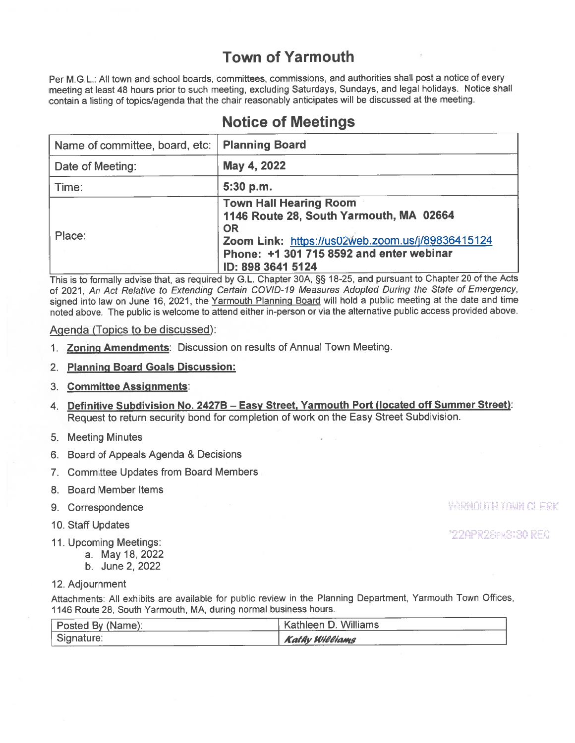# Town of Yarmouth

Per M.G.L.: All town and school boards, committees, commissions, and authorities shall post a notice of every meeting at least 48 hours prior to such meeting, excluding Saturdays, Sundays, and legal holidays. Notice shall contain a listing of topics/agenda that the chair reasonably anticipates will be discussed at the meeting.

## Notice of Meetings

| Name of committee, board, etc: | **Planning Board** |
|---|---|
| Date of Meeting: | **May 4, 2022** |
| Time: | **5:30 p.m.** |
| Place: | **Town Hall Hearing Room**<br>**1146 Route 28, South Yarmouth, MA 02664**<br>**OR**<br>**Zoom Link:** https://us02web.zoom.us/j/89836415124<br>**Phone: +1 301 715 8592 and enter webinar ID: 898 3641 5124** |

This is to formally advise that, as required by G.L. Chapter 30A, §§ 18-25, and pursuant to Chapter 20 of the Acts of 2021, *An Act Relative to Extending Certain COVID-19 Measures Adopted During the State of Emergency*, signed into law on June 16, 2021, the Yarmouth Planning Board will hold a public meeting at the date and time noted above. The public is welcome to attend either in-person or via the alternative public access provided above.

Agenda (Topics to be discussed):

1. **Zoning Amendments**: Discussion on results of Annual Town Meeting.
2. **Planning Board Goals Discussion:**
3. **Committee Assignments**:
4. **Definitive Subdivision No. 2427B – Easy Street, Yarmouth Port (located off Summer Street)**: Request to return security bond for completion of work on the Easy Street Subdivision.
5. Meeting Minutes
6. Board of Appeals Agenda & Decisions
7. Committee Updates from Board Members
8. Board Member Items
9. Correspondence
10. Staff Updates
11. Upcoming Meetings:
    a. May 18, 2022
    b. June 2, 2022
12. Adjournment

YARMOUTH TOWN CLERK

'22APR28PM3:30 REC

Attachments: All exhibits are available for public review in the Planning Department, Yarmouth Town Offices, 1146 Route 28, South Yarmouth, MA, during normal business hours.

| Posted By (Name): | Kathleen D. Williams |
|---|---|
| Signature: | *Kathy Williams* |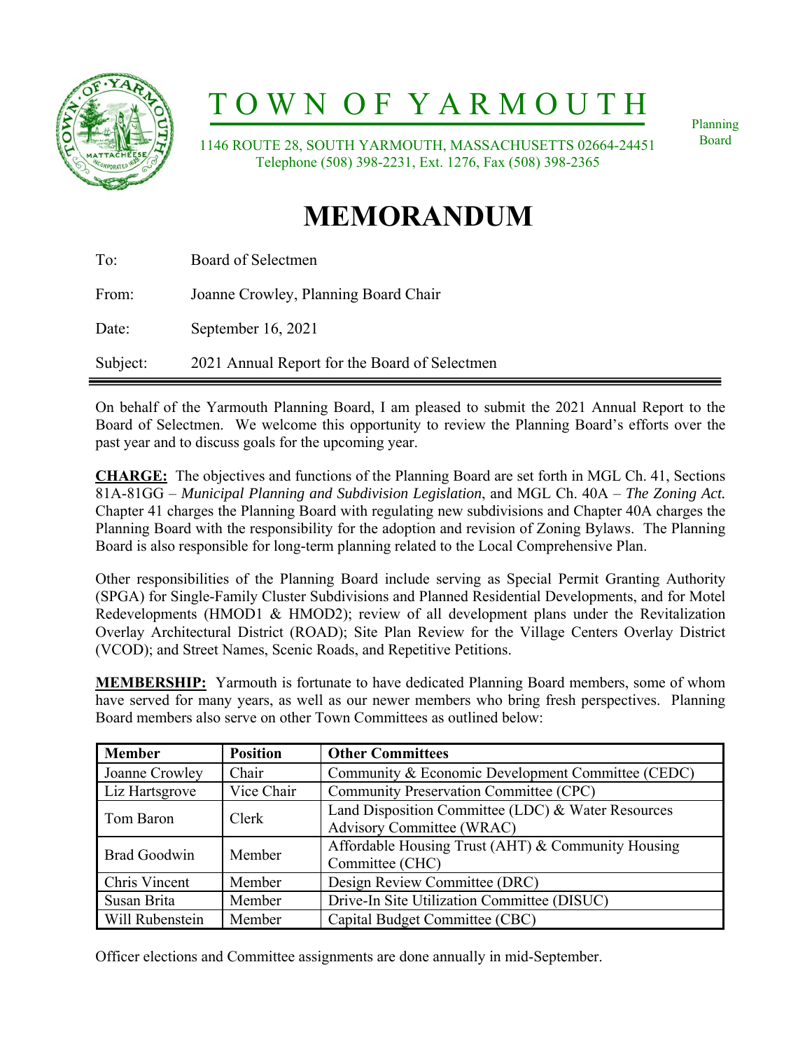# TOWN OF YARMOUTH

1146 ROUTE 28, SOUTH YARMOUTH, MASSACHUSETTS 02664-24451
Telephone (508) 398-2231, Ext. 1276, Fax (508) 398-2365

Planning Board

# MEMORANDUM

To: Board of Selectmen

From: Joanne Crowley, Planning Board Chair

Date: September 16, 2021

Subject: 2021 Annual Report for the Board of Selectmen

---

On behalf of the Yarmouth Planning Board, I am pleased to submit the 2021 Annual Report to the Board of Selectmen. We welcome this opportunity to review the Planning Board's efforts over the past year and to discuss goals for the upcoming year.

**CHARGE:** The objectives and functions of the Planning Board are set forth in MGL Ch. 41, Sections 81A-81GG – *Municipal Planning and Subdivision Legislation*, and MGL Ch. 40A – *The Zoning Act.* Chapter 41 charges the Planning Board with regulating new subdivisions and Chapter 40A charges the Planning Board with the responsibility for the adoption and revision of Zoning Bylaws. The Planning Board is also responsible for long-term planning related to the Local Comprehensive Plan.

Other responsibilities of the Planning Board include serving as Special Permit Granting Authority (SPGA) for Single-Family Cluster Subdivisions and Planned Residential Developments, and for Motel Redevelopments (HMOD1 & HMOD2); review of all development plans under the Revitalization Overlay Architectural District (ROAD); Site Plan Review for the Village Centers Overlay District (VCOD); and Street Names, Scenic Roads, and Repetitive Petitions.

**MEMBERSHIP:** Yarmouth is fortunate to have dedicated Planning Board members, some of whom have served for many years, as well as our newer members who bring fresh perspectives. Planning Board members also serve on other Town Committees as outlined below:

| Member | Position | Other Committees |
|---|---|---|
| Joanne Crowley | Chair | Community & Economic Development Committee (CEDC) |
| Liz Hartsgrove | Vice Chair | Community Preservation Committee (CPC) |
| Tom Baron | Clerk | Land Disposition Committee (LDC) & Water Resources Advisory Committee (WRAC) |
| Brad Goodwin | Member | Affordable Housing Trust (AHT) & Community Housing Committee (CHC) |
| Chris Vincent | Member | Design Review Committee (DRC) |
| Susan Brita | Member | Drive-In Site Utilization Committee (DISUC) |
| Will Rubenstein | Member | Capital Budget Committee (CBC) |

Officer elections and Committee assignments are done annually in mid-September.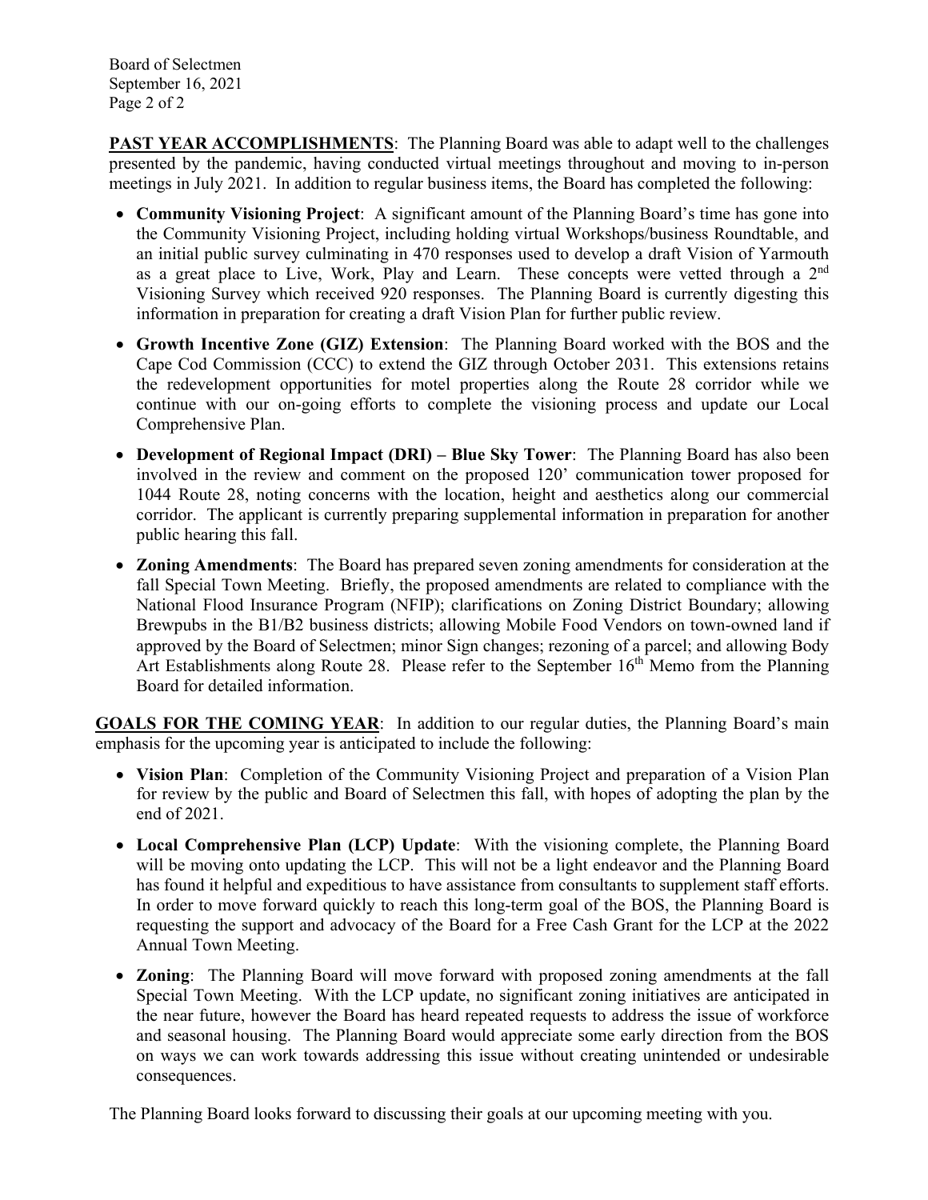**PAST YEAR ACCOMPLISHMENTS**: The Planning Board was able to adapt well to the challenges presented by the pandemic, having conducted virtual meetings throughout and moving to in-person meetings in July 2021. In addition to regular business items, the Board has completed the following:

- **Community Visioning Project**: A significant amount of the Planning Board's time has gone into the Community Visioning Project, including holding virtual Workshops/business Roundtable, and an initial public survey culminating in 470 responses used to develop a draft Vision of Yarmouth as a great place to Live, Work, Play and Learn. These concepts were vetted through a 2nd Visioning Survey which received 920 responses. The Planning Board is currently digesting this information in preparation for creating a draft Vision Plan for further public review.
- **Growth Incentive Zone (GIZ) Extension**: The Planning Board worked with the BOS and the Cape Cod Commission (CCC) to extend the GIZ through October 2031. This extensions retains the redevelopment opportunities for motel properties along the Route 28 corridor while we continue with our on-going efforts to complete the visioning process and update our Local Comprehensive Plan.
- **Development of Regional Impact (DRI) – Blue Sky Tower**: The Planning Board has also been involved in the review and comment on the proposed 120' communication tower proposed for 1044 Route 28, noting concerns with the location, height and aesthetics along our commercial corridor. The applicant is currently preparing supplemental information in preparation for another public hearing this fall.
- **Zoning Amendments**: The Board has prepared seven zoning amendments for consideration at the fall Special Town Meeting. Briefly, the proposed amendments are related to compliance with the National Flood Insurance Program (NFIP); clarifications on Zoning District Boundary; allowing Brewpubs in the B1/B2 business districts; allowing Mobile Food Vendors on town-owned land if approved by the Board of Selectmen; minor Sign changes; rezoning of a parcel; and allowing Body Art Establishments along Route 28. Please refer to the September 16th Memo from the Planning Board for detailed information.

**GOALS FOR THE COMING YEAR**: In addition to our regular duties, the Planning Board's main emphasis for the upcoming year is anticipated to include the following:

- **Vision Plan**: Completion of the Community Visioning Project and preparation of a Vision Plan for review by the public and Board of Selectmen this fall, with hopes of adopting the plan by the end of 2021.
- **Local Comprehensive Plan (LCP) Update**: With the visioning complete, the Planning Board will be moving onto updating the LCP. This will not be a light endeavor and the Planning Board has found it helpful and expeditious to have assistance from consultants to supplement staff efforts. In order to move forward quickly to reach this long-term goal of the BOS, the Planning Board is requesting the support and advocacy of the Board for a Free Cash Grant for the LCP at the 2022 Annual Town Meeting.
- **Zoning**: The Planning Board will move forward with proposed zoning amendments at the fall Special Town Meeting. With the LCP update, no significant zoning initiatives are anticipated in the near future, however the Board has heard repeated requests to address the issue of workforce and seasonal housing. The Planning Board would appreciate some early direction from the BOS on ways we can work towards addressing this issue without creating unintended or undesirable consequences.

The Planning Board looks forward to discussing their goals at our upcoming meeting with you.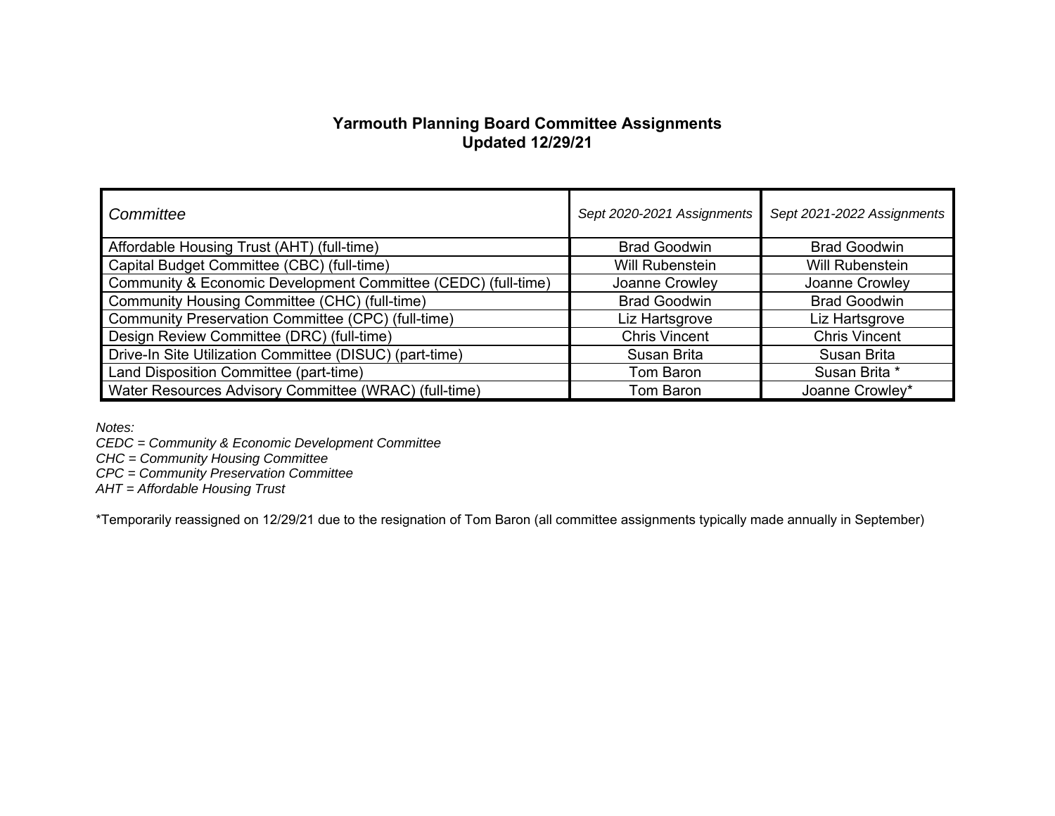# Yarmouth Planning Board Committee Assignments
## Updated 12/29/21

| *Committee* | *Sept 2020-2021 Assignments* | *Sept 2021-2022 Assignments* |
|---|---|---|
| Affordable Housing Trust (AHT) (full-time) | Brad Goodwin | Brad Goodwin |
| Capital Budget Committee (CBC) (full-time) | Will Rubenstein | Will Rubenstein |
| Community & Economic Development Committee (CEDC) (full-time) | Joanne Crowley | Joanne Crowley |
| Community Housing Committee (CHC) (full-time) | Brad Goodwin | Brad Goodwin |
| Community Preservation Committee (CPC) (full-time) | Liz Hartsgrove | Liz Hartsgrove |
| Design Review Committee (DRC) (full-time) | Chris Vincent | Chris Vincent |
| Drive-In Site Utilization Committee (DISUC) (part-time) | Susan Brita | Susan Brita |
| Land Disposition Committee (part-time) | Tom Baron | Susan Brita * |
| Water Resources Advisory Committee (WRAC) (full-time) | Tom Baron | Joanne Crowley* |

*Notes:*
*CEDC = Community & Economic Development Committee*
*CHC = Community Housing Committee*
*CPC = Community Preservation Committee*
*AHT = Affordable Housing Trust*

*Temporarily reassigned on 12/29/21 due to the resignation of Tom Baron (all committee assignments typically made annually in September)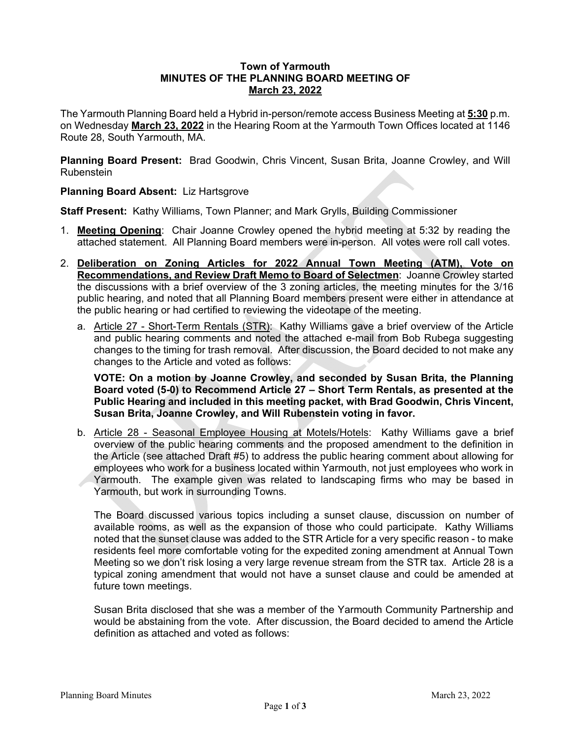**Town of Yarmouth**
**MINUTES OF THE PLANNING BOARD MEETING OF**
**March 23, 2022**

The Yarmouth Planning Board held a Hybrid in-person/remote access Business Meeting at **5:30** p.m. on Wednesday **March 23, 2022** in the Hearing Room at the Yarmouth Town Offices located at 1146 Route 28, South Yarmouth, MA.

**Planning Board Present:** Brad Goodwin, Chris Vincent, Susan Brita, Joanne Crowley, and Will Rubenstein

**Planning Board Absent:** Liz Hartsgrove

**Staff Present:** Kathy Williams, Town Planner; and Mark Grylls, Building Commissioner

1. **Meeting Opening**: Chair Joanne Crowley opened the hybrid meeting at 5:32 by reading the attached statement. All Planning Board members were in-person. All votes were roll call votes.

2. **Deliberation on Zoning Articles for 2022 Annual Town Meeting (ATM), Vote on Recommendations, and Review Draft Memo to Board of Selectmen**: Joanne Crowley started the discussions with a brief overview of the 3 zoning articles, the meeting minutes for the 3/16 public hearing, and noted that all Planning Board members present were either in attendance at the public hearing or had certified to reviewing the videotape of the meeting.

   a. Article 27 - Short-Term Rentals (STR): Kathy Williams gave a brief overview of the Article and public hearing comments and noted the attached e-mail from Bob Rubega suggesting changes to the timing for trash removal. After discussion, the Board decided to not make any changes to the Article and voted as follows:

   **VOTE: On a motion by Joanne Crowley, and seconded by Susan Brita, the Planning Board voted (5-0) to Recommend Article 27 – Short Term Rentals, as presented at the Public Hearing and included in this meeting packet, with Brad Goodwin, Chris Vincent, Susan Brita, Joanne Crowley, and Will Rubenstein voting in favor.**

   b. Article 28 - Seasonal Employee Housing at Motels/Hotels: Kathy Williams gave a brief overview of the public hearing comments and the proposed amendment to the definition in the Article (see attached Draft #5) to address the public hearing comment about allowing for employees who work for a business located within Yarmouth, not just employees who work in Yarmouth. The example given was related to landscaping firms who may be based in Yarmouth, but work in surrounding Towns.

   The Board discussed various topics including a sunset clause, discussion on number of available rooms, as well as the expansion of those who could participate. Kathy Williams noted that the sunset clause was added to the STR Article for a very specific reason - to make residents feel more comfortable voting for the expedited zoning amendment at Annual Town Meeting so we don't risk losing a very large revenue stream from the STR tax. Article 28 is a typical zoning amendment that would not have a sunset clause and could be amended at future town meetings.

   Susan Brita disclosed that she was a member of the Yarmouth Community Partnership and would be abstaining from the vote. After discussion, the Board decided to amend the Article definition as attached and voted as follows: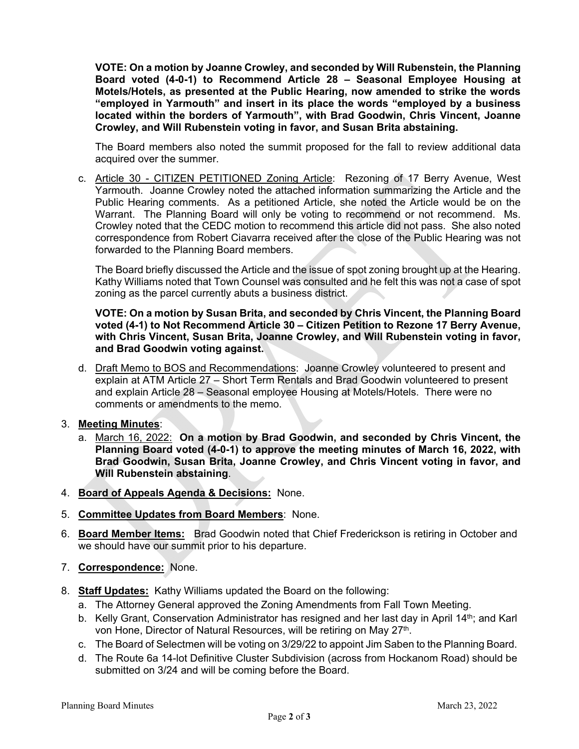**VOTE: On a motion by Joanne Crowley, and seconded by Will Rubenstein, the Planning Board voted (4-0-1) to Recommend Article 28 – Seasonal Employee Housing at Motels/Hotels, as presented at the Public Hearing, now amended to strike the words "employed in Yarmouth" and insert in its place the words "employed by a business located within the borders of Yarmouth", with Brad Goodwin, Chris Vincent, Joanne Crowley, and Will Rubenstein voting in favor, and Susan Brita abstaining.**

The Board members also noted the summit proposed for the fall to review additional data acquired over the summer.

c. Article 30 - CITIZEN PETITIONED Zoning Article: Rezoning of 17 Berry Avenue, West Yarmouth. Joanne Crowley noted the attached information summarizing the Article and the Public Hearing comments. As a petitioned Article, she noted the Article would be on the Warrant. The Planning Board will only be voting to recommend or not recommend. Ms. Crowley noted that the CEDC motion to recommend this article did not pass. She also noted correspondence from Robert Ciavarra received after the close of the Public Hearing was not forwarded to the Planning Board members.

The Board briefly discussed the Article and the issue of spot zoning brought up at the Hearing. Kathy Williams noted that Town Counsel was consulted and he felt this was not a case of spot zoning as the parcel currently abuts a business district.

**VOTE: On a motion by Susan Brita, and seconded by Chris Vincent, the Planning Board voted (4-1) to Not Recommend Article 30 – Citizen Petition to Rezone 17 Berry Avenue, with Chris Vincent, Susan Brita, Joanne Crowley, and Will Rubenstein voting in favor, and Brad Goodwin voting against.**

d. Draft Memo to BOS and Recommendations: Joanne Crowley volunteered to present and explain at ATM Article 27 – Short Term Rentals and Brad Goodwin volunteered to present and explain Article 28 – Seasonal employee Housing at Motels/Hotels. There were no comments or amendments to the memo.

3. **Meeting Minutes**:
   a. March 16, 2022: **On a motion by Brad Goodwin, and seconded by Chris Vincent, the Planning Board voted (4-0-1) to approve the meeting minutes of March 16, 2022, with Brad Goodwin, Susan Brita, Joanne Crowley, and Chris Vincent voting in favor, and Will Rubenstein abstaining**.

4. **Board of Appeals Agenda & Decisions:** None.

5. **Committee Updates from Board Members**: None.

6. **Board Member Items:** Brad Goodwin noted that Chief Frederickson is retiring in October and we should have our summit prior to his departure.

7. **Correspondence:** None.

8. **Staff Updates:** Kathy Williams updated the Board on the following:
   a. The Attorney General approved the Zoning Amendments from Fall Town Meeting.
   b. Kelly Grant, Conservation Administrator has resigned and her last day in April 14th; and Karl von Hone, Director of Natural Resources, will be retiring on May 27th.
   c. The Board of Selectmen will be voting on 3/29/22 to appoint Jim Saben to the Planning Board.
   d. The Route 6a 14-lot Definitive Cluster Subdivision (across from Hockanom Road) should be submitted on 3/24 and will be coming before the Board.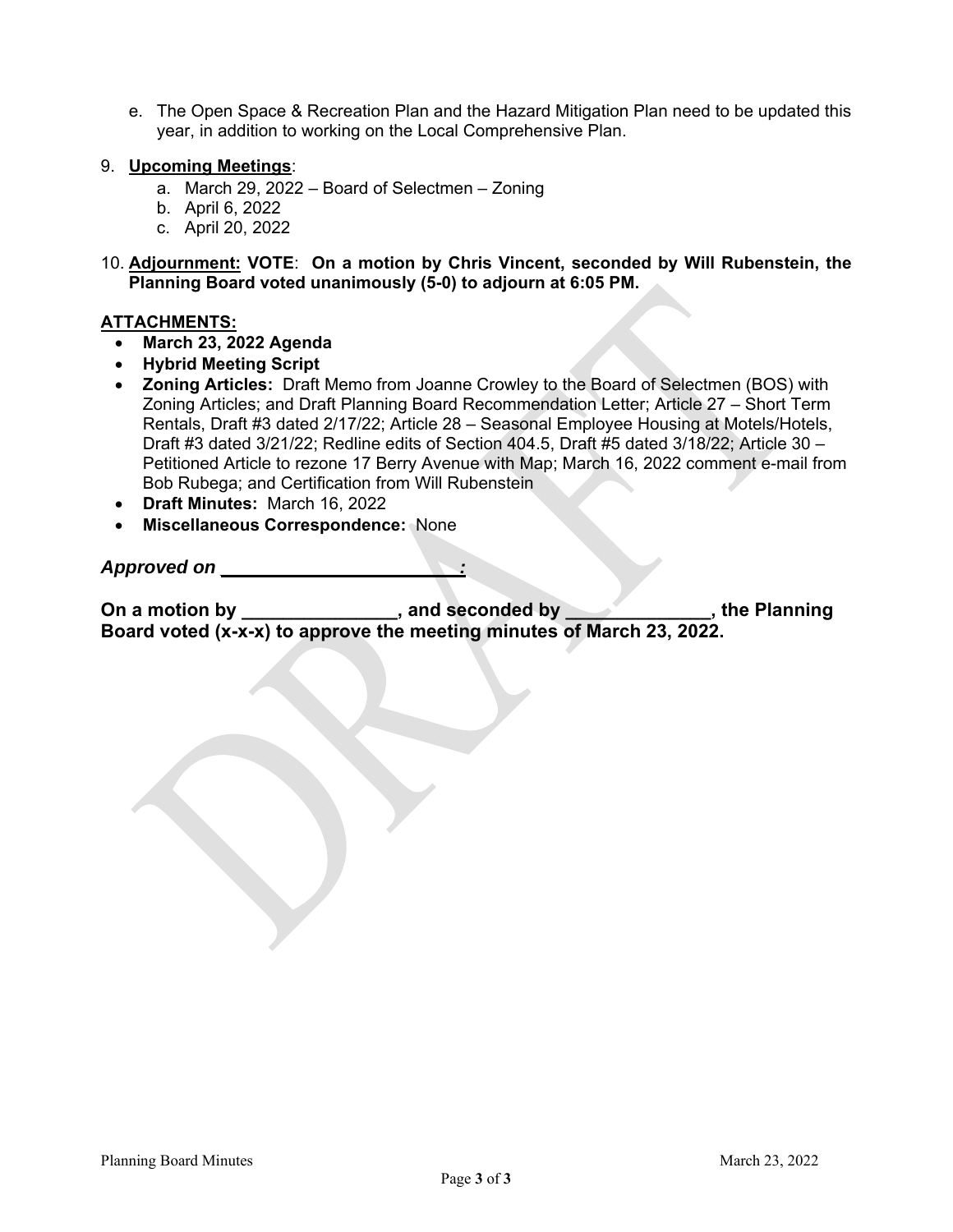e. The Open Space & Recreation Plan and the Hazard Mitigation Plan need to be updated this year, in addition to working on the Local Comprehensive Plan.

9. **Upcoming Meetings**:
   a. March 29, 2022 – Board of Selectmen – Zoning
   b. April 6, 2022
   c. April 20, 2022

10. **Adjournment: VOTE**: **On a motion by Chris Vincent, seconded by Will Rubenstein, the Planning Board voted unanimously (5-0) to adjourn at 6:05 PM.**

**ATTACHMENTS:**

- **March 23, 2022 Agenda**
- **Hybrid Meeting Script**
- **Zoning Articles:** Draft Memo from Joanne Crowley to the Board of Selectmen (BOS) with Zoning Articles; and Draft Planning Board Recommendation Letter; Article 27 – Short Term Rentals, Draft #3 dated 2/17/22; Article 28 – Seasonal Employee Housing at Motels/Hotels, Draft #3 dated 3/21/22; Redline edits of Section 404.5, Draft #5 dated 3/18/22; Article 30 – Petitioned Article to rezone 17 Berry Avenue with Map; March 16, 2022 comment e-mail from Bob Rubega; and Certification from Will Rubenstein
- **Draft Minutes:** March 16, 2022
- **Miscellaneous Correspondence:** None

***Approved on ______________________:***

**On a motion by ______________, and seconded by ______________, the Planning Board voted (x-x-x) to approve the meeting minutes of March 23, 2022.**